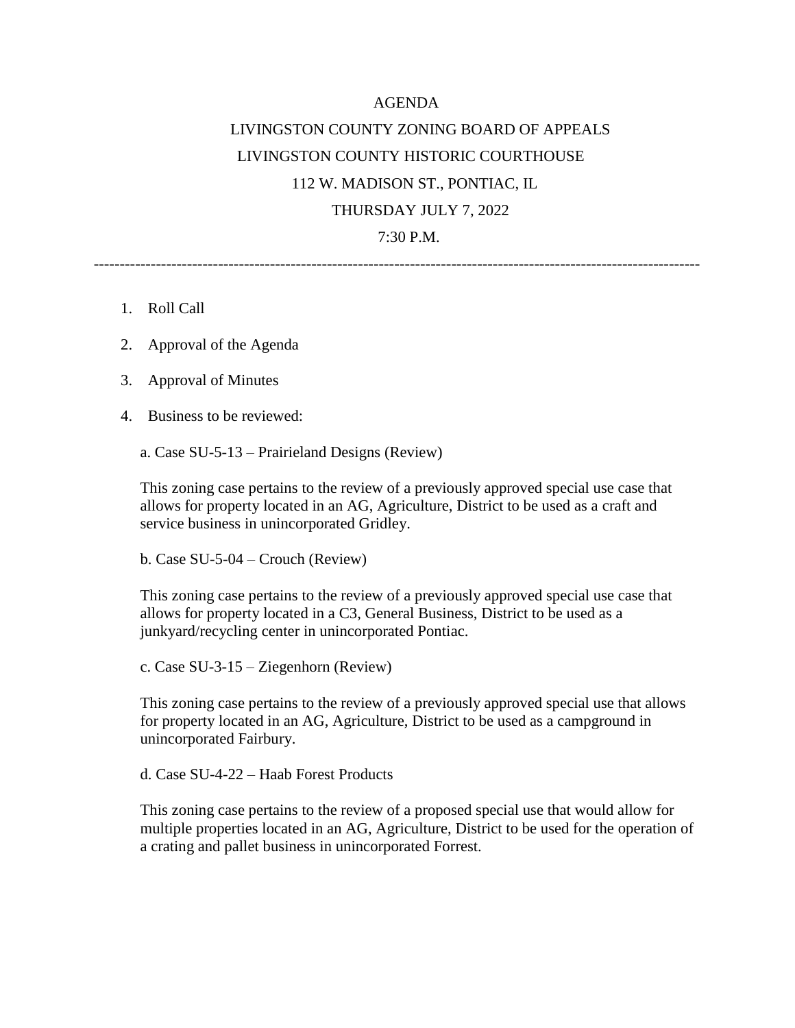# AGENDA

## LIVINGSTON COUNTY ZONING BOARD OF APPEALS

## LIVINGSTON COUNTY HISTORIC COURTHOUSE

## 112 W. MADISON ST., PONTIAC, IL

## THURSDAY JULY 7, 2022

## 7:30 P.M.

---

1. Roll Call
2. Approval of the Agenda
3. Approval of Minutes
4. Business to be reviewed:

   a. Case SU-5-13 – Prairieland Designs (Review)

   This zoning case pertains to the review of a previously approved special use case that allows for property located in an AG, Agriculture, District to be used as a craft and service business in unincorporated Gridley.

   b. Case SU-5-04 – Crouch (Review)

   This zoning case pertains to the review of a previously approved special use case that allows for property located in a C3, General Business, District to be used as a junkyard/recycling center in unincorporated Pontiac.

   c. Case SU-3-15 – Ziegenhorn (Review)

   This zoning case pertains to the review of a previously approved special use that allows for property located in an AG, Agriculture, District to be used as a campground in unincorporated Fairbury.

   d. Case SU-4-22 – Haab Forest Products

   This zoning case pertains to the review of a proposed special use that would allow for multiple properties located in an AG, Agriculture, District to be used for the operation of a crating and pallet business in unincorporated Forrest.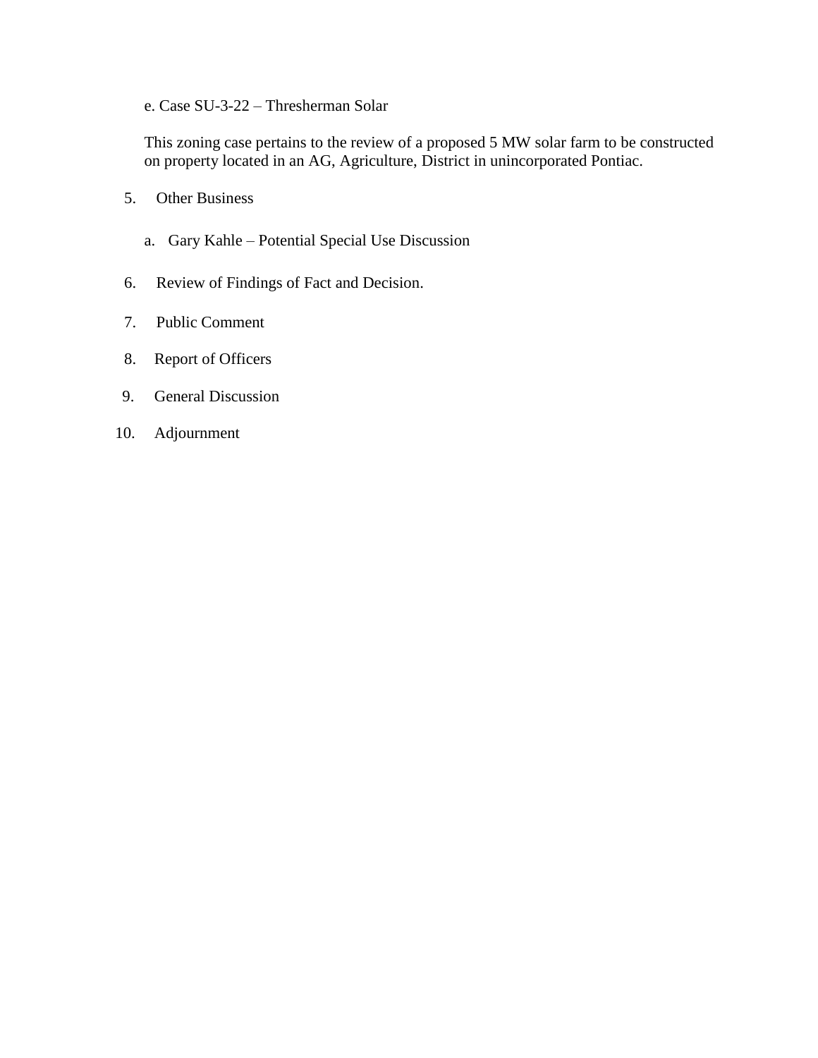e. Case SU-3-22 – Thresherman Solar

This zoning case pertains to the review of a proposed 5 MW solar farm to be constructed on property located in an AG, Agriculture, District in unincorporated Pontiac.

5. Other Business

   a. Gary Kahle – Potential Special Use Discussion

6. Review of Findings of Fact and Decision.

7. Public Comment

8. Report of Officers

9. General Discussion

10. Adjournment